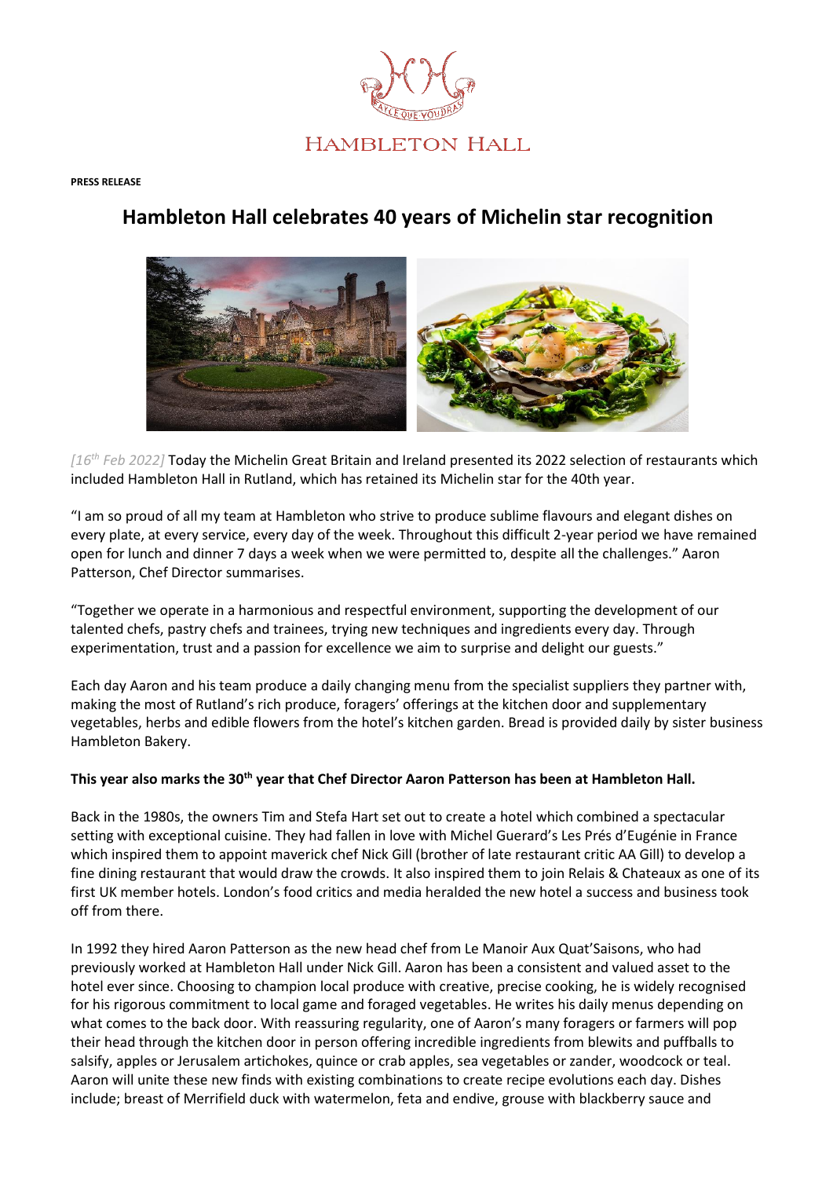HAMBLETON HALL

**PRESS RELEASE**

# Hambleton Hall celebrates 40 years of Michelin star recognition

*[16th Feb 2022]* Today the Michelin Great Britain and Ireland presented its 2022 selection of restaurants which included Hambleton Hall in Rutland, which has retained its Michelin star for the 40th year.

"I am so proud of all my team at Hambleton who strive to produce sublime flavours and elegant dishes on every plate, at every service, every day of the week. Throughout this difficult 2-year period we have remained open for lunch and dinner 7 days a week when we were permitted to, despite all the challenges." Aaron Patterson, Chef Director summarises.

"Together we operate in a harmonious and respectful environment, supporting the development of our talented chefs, pastry chefs and trainees, trying new techniques and ingredients every day. Through experimentation, trust and a passion for excellence we aim to surprise and delight our guests."

Each day Aaron and his team produce a daily changing menu from the specialist suppliers they partner with, making the most of Rutland's rich produce, foragers' offerings at the kitchen door and supplementary vegetables, herbs and edible flowers from the hotel's kitchen garden. Bread is provided daily by sister business Hambleton Bakery.

**This year also marks the 30th year that Chef Director Aaron Patterson has been at Hambleton Hall.**

Back in the 1980s, the owners Tim and Stefa Hart set out to create a hotel which combined a spectacular setting with exceptional cuisine. They had fallen in love with Michel Guerard's Les Prés d'Eugénie in France which inspired them to appoint maverick chef Nick Gill (brother of late restaurant critic AA Gill) to develop a fine dining restaurant that would draw the crowds. It also inspired them to join Relais & Chateaux as one of its first UK member hotels. London's food critics and media heralded the new hotel a success and business took off from there.

In 1992 they hired Aaron Patterson as the new head chef from Le Manoir Aux Quat'Saisons, who had previously worked at Hambleton Hall under Nick Gill. Aaron has been a consistent and valued asset to the hotel ever since. Choosing to champion local produce with creative, precise cooking, he is widely recognised for his rigorous commitment to local game and foraged vegetables. He writes his daily menus depending on what comes to the back door. With reassuring regularity, one of Aaron's many foragers or farmers will pop their head through the kitchen door in person offering incredible ingredients from blewits and puffballs to salsify, apples or Jerusalem artichokes, quince or crab apples, sea vegetables or zander, woodcock or teal. Aaron will unite these new finds with existing combinations to create recipe evolutions each day. Dishes include; breast of Merrifield duck with watermelon, feta and endive, grouse with blackberry sauce and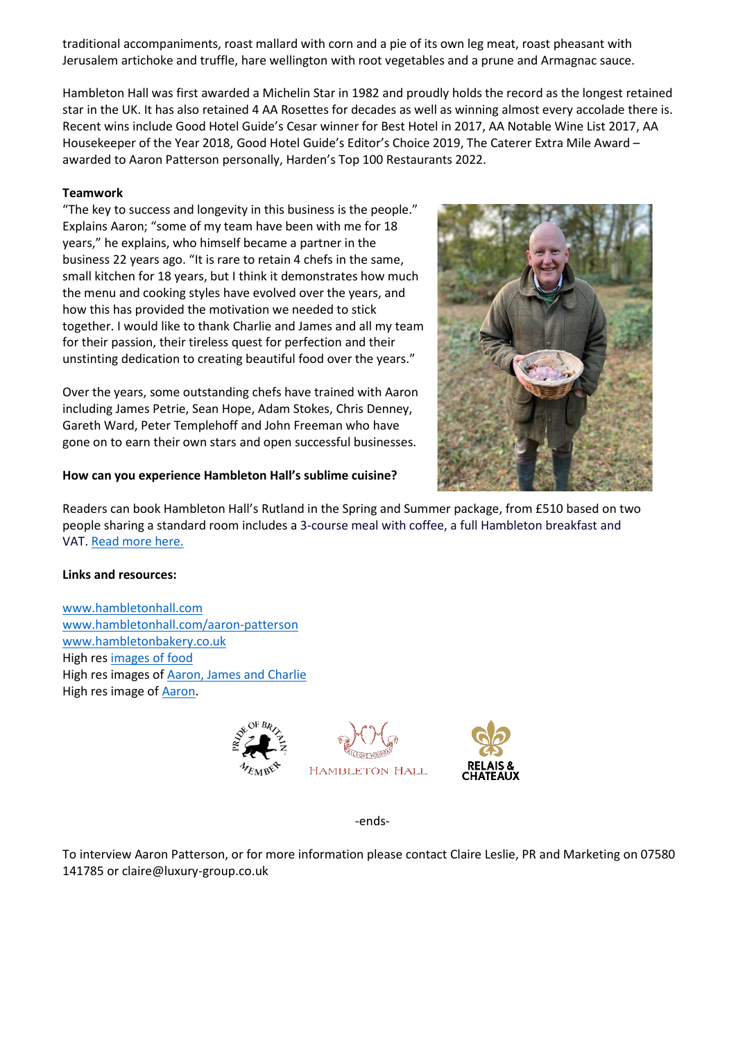traditional accompaniments, roast mallard with corn and a pie of its own leg meat, roast pheasant with Jerusalem artichoke and truffle, hare wellington with root vegetables and a prune and Armagnac sauce.

Hambleton Hall was first awarded a Michelin Star in 1982 and proudly holds the record as the longest retained star in the UK. It has also retained 4 AA Rosettes for decades as well as winning almost every accolade there is. Recent wins include Good Hotel Guide's Cesar winner for Best Hotel in 2017, AA Notable Wine List 2017, AA Housekeeper of the Year 2018, Good Hotel Guide's Editor's Choice 2019, The Caterer Extra Mile Award – awarded to Aaron Patterson personally, Harden's Top 100 Restaurants 2022.

**Teamwork**

"The key to success and longevity in this business is the people." Explains Aaron; "some of my team have been with me for 18 years," he explains, who himself became a partner in the business 22 years ago. "It is rare to retain 4 chefs in the same, small kitchen for 18 years, but I think it demonstrates how much the menu and cooking styles have evolved over the years, and how this has provided the motivation we needed to stick together. I would like to thank Charlie and James and all my team for their passion, their tireless quest for perfection and their unstinting dedication to creating beautiful food over the years."

Over the years, some outstanding chefs have trained with Aaron including James Petrie, Sean Hope, Adam Stokes, Chris Denney, Gareth Ward, Peter Templehoff and John Freeman who have gone on to earn their own stars and open successful businesses.

**How can you experience Hambleton Hall's sublime cuisine?**

Readers can book Hambleton Hall's Rutland in the Spring and Summer package, from £510 based on two people sharing a standard room includes a 3-course meal with coffee, a full Hambleton breakfast and VAT. Read more here.

**Links and resources:**

www.hambletonhall.com
www.hambletonhall.com/aaron-patterson
www.hambletonbakery.co.uk
High res images of food
High res images of Aaron, James and Charlie
High res image of Aaron.

-ends-

To interview Aaron Patterson, or for more information please contact Claire Leslie, PR and Marketing on 07580 141785 or claire@luxury-group.co.uk